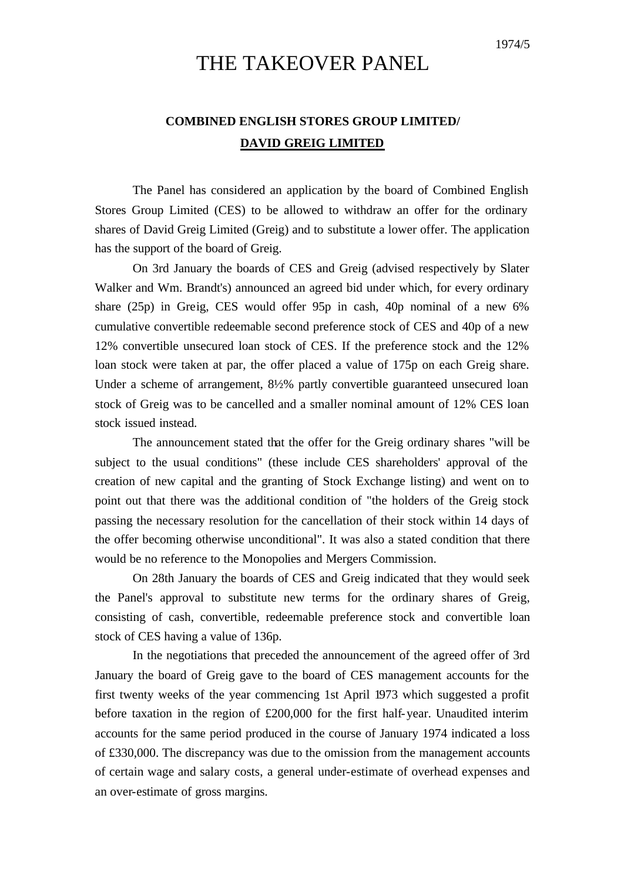1974/5

# THE TAKEOVER PANEL

## COMBINED ENGLISH STORES GROUP LIMITED/ DAVID GREIG LIMITED

The Panel has considered an application by the board of Combined English Stores Group Limited (CES) to be allowed to withdraw an offer for the ordinary shares of David Greig Limited (Greig) and to substitute a lower offer. The application has the support of the board of Greig.

On 3rd January the boards of CES and Greig (advised respectively by Slater Walker and Wm. Brandt's) announced an agreed bid under which, for every ordinary share (25p) in Greig, CES would offer 95p in cash, 40p nominal of a new 6% cumulative convertible redeemable second preference stock of CES and 40p of a new 12% convertible unsecured loan stock of CES. If the preference stock and the 12% loan stock were taken at par, the offer placed a value of 175p on each Greig share. Under a scheme of arrangement, 8½% partly convertible guaranteed unsecured loan stock of Greig was to be cancelled and a smaller nominal amount of 12% CES loan stock issued instead.

The announcement stated that the offer for the Greig ordinary shares "will be subject to the usual conditions" (these include CES shareholders' approval of the creation of new capital and the granting of Stock Exchange listing) and went on to point out that there was the additional condition of "the holders of the Greig stock passing the necessary resolution for the cancellation of their stock within 14 days of the offer becoming otherwise unconditional". It was also a stated condition that there would be no reference to the Monopolies and Mergers Commission.

On 28th January the boards of CES and Greig indicated that they would seek the Panel's approval to substitute new terms for the ordinary shares of Greig, consisting of cash, convertible, redeemable preference stock and convertible loan stock of CES having a value of 136p.

In the negotiations that preceded the announcement of the agreed offer of 3rd January the board of Greig gave to the board of CES management accounts for the first twenty weeks of the year commencing 1st April 1973 which suggested a profit before taxation in the region of £200,000 for the first half-year. Unaudited interim accounts for the same period produced in the course of January 1974 indicated a loss of £330,000. The discrepancy was due to the omission from the management accounts of certain wage and salary costs, a general under-estimate of overhead expenses and an over-estimate of gross margins.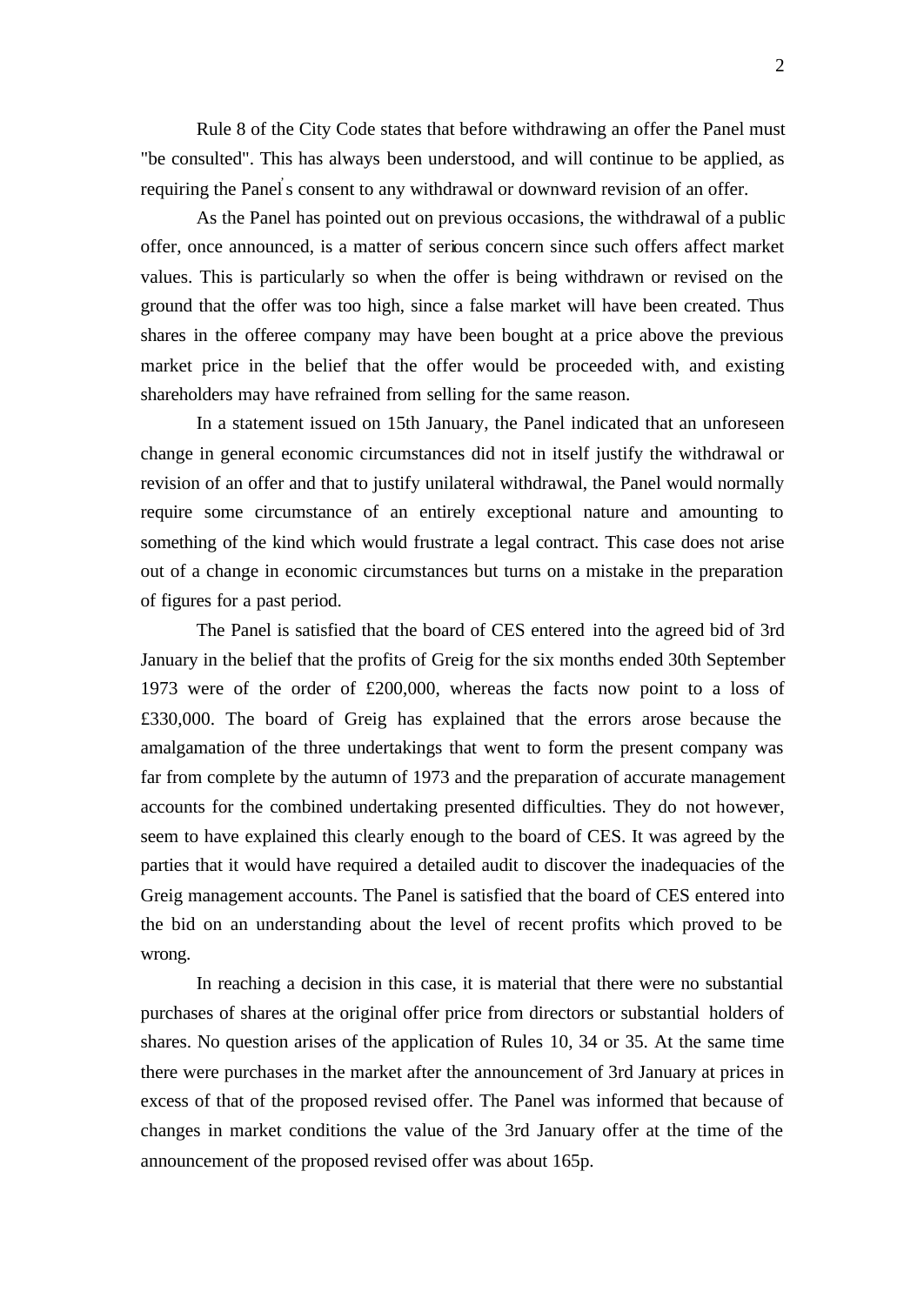Rule 8 of the City Code states that before withdrawing an offer the Panel must "be consulted". This has always been understood, and will continue to be applied, as requiring the Panel's consent to any withdrawal or downward revision of an offer.

As the Panel has pointed out on previous occasions, the withdrawal of a public offer, once announced, is a matter of serious concern since such offers affect market values. This is particularly so when the offer is being withdrawn or revised on the ground that the offer was too high, since a false market will have been created. Thus shares in the offeree company may have been bought at a price above the previous market price in the belief that the offer would be proceeded with, and existing shareholders may have refrained from selling for the same reason.

In a statement issued on 15th January, the Panel indicated that an unforeseen change in general economic circumstances did not in itself justify the withdrawal or revision of an offer and that to justify unilateral withdrawal, the Panel would normally require some circumstance of an entirely exceptional nature and amounting to something of the kind which would frustrate a legal contract. This case does not arise out of a change in economic circumstances but turns on a mistake in the preparation of figures for a past period.

The Panel is satisfied that the board of CES entered into the agreed bid of 3rd January in the belief that the profits of Greig for the six months ended 30th September 1973 were of the order of £200,000, whereas the facts now point to a loss of £330,000. The board of Greig has explained that the errors arose because the amalgamation of the three undertakings that went to form the present company was far from complete by the autumn of 1973 and the preparation of accurate management accounts for the combined undertaking presented difficulties. They do not however, seem to have explained this clearly enough to the board of CES. It was agreed by the parties that it would have required a detailed audit to discover the inadequacies of the Greig management accounts. The Panel is satisfied that the board of CES entered into the bid on an understanding about the level of recent profits which proved to be wrong.

In reaching a decision in this case, it is material that there were no substantial purchases of shares at the original offer price from directors or substantial holders of shares. No question arises of the application of Rules 10, 34 or 35. At the same time there were purchases in the market after the announcement of 3rd January at prices in excess of that of the proposed revised offer. The Panel was informed that because of changes in market conditions the value of the 3rd January offer at the time of the announcement of the proposed revised offer was about 165p.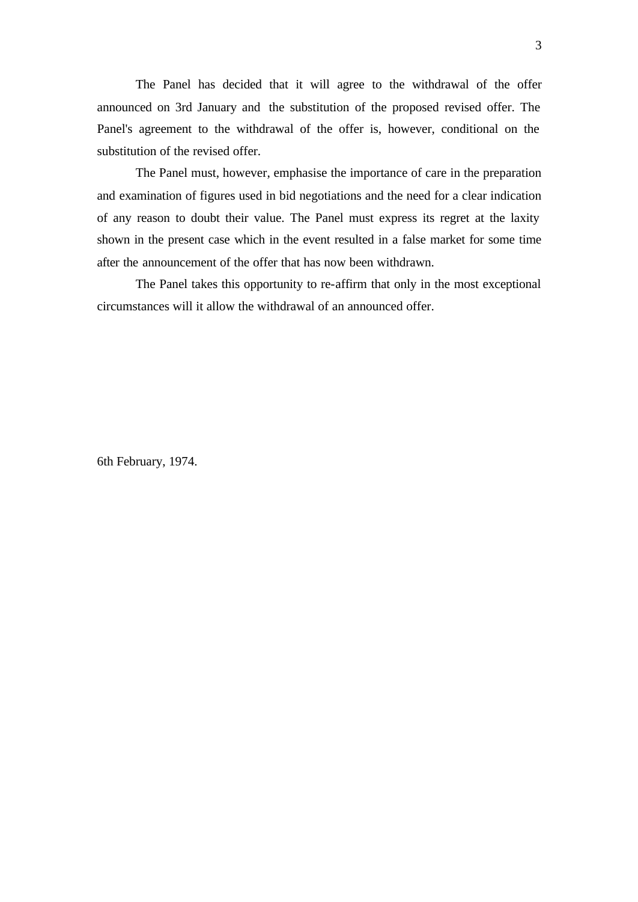The Panel has decided that it will agree to the withdrawal of the offer announced on 3rd January and the substitution of the proposed revised offer. The Panel's agreement to the withdrawal of the offer is, however, conditional on the substitution of the revised offer.

The Panel must, however, emphasise the importance of care in the preparation and examination of figures used in bid negotiations and the need for a clear indication of any reason to doubt their value. The Panel must express its regret at the laxity shown in the present case which in the event resulted in a false market for some time after the announcement of the offer that has now been withdrawn.

The Panel takes this opportunity to re-affirm that only in the most exceptional circumstances will it allow the withdrawal of an announced offer.

6th February, 1974.